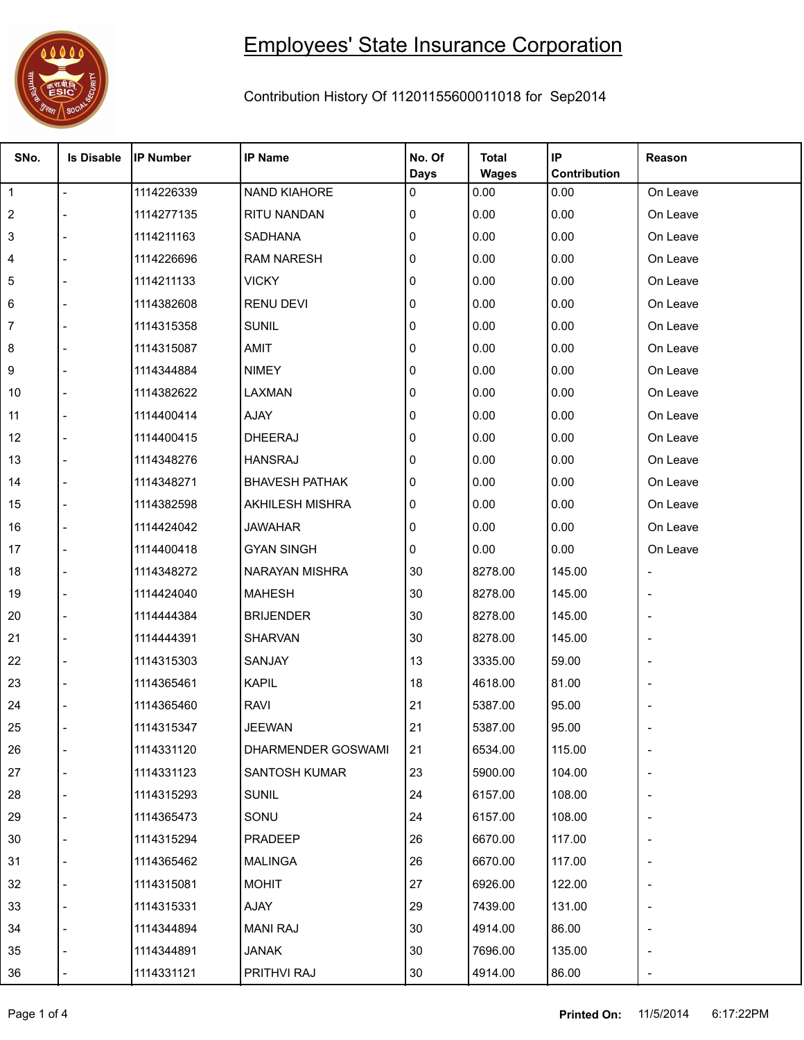# Employees' State Insurance Corporation

Contribution History Of 11201155600011018 for Sep2014

| SNo. | Is Disable | IP Number | IP Name | No. Of Days | Total Wages | IP Contribution | Reason |
|---|---|---|---|---|---|---|---|
| 1 | - | 1114226339 | NAND KIAHORE | 0 | 0.00 | 0.00 | On Leave |
| 2 | - | 1114277135 | RITU NANDAN | 0 | 0.00 | 0.00 | On Leave |
| 3 | - | 1114211163 | SADHANA | 0 | 0.00 | 0.00 | On Leave |
| 4 | - | 1114226696 | RAM NARESH | 0 | 0.00 | 0.00 | On Leave |
| 5 | - | 1114211133 | VICKY | 0 | 0.00 | 0.00 | On Leave |
| 6 | - | 1114382608 | RENU DEVI | 0 | 0.00 | 0.00 | On Leave |
| 7 | - | 1114315358 | SUNIL | 0 | 0.00 | 0.00 | On Leave |
| 8 | - | 1114315087 | AMIT | 0 | 0.00 | 0.00 | On Leave |
| 9 | - | 1114344884 | NIMEY | 0 | 0.00 | 0.00 | On Leave |
| 10 | - | 1114382622 | LAXMAN | 0 | 0.00 | 0.00 | On Leave |
| 11 | - | 1114400414 | AJAY | 0 | 0.00 | 0.00 | On Leave |
| 12 | - | 1114400415 | DHEERAJ | 0 | 0.00 | 0.00 | On Leave |
| 13 | - | 1114348276 | HANSRAJ | 0 | 0.00 | 0.00 | On Leave |
| 14 | - | 1114348271 | BHAVESH PATHAK | 0 | 0.00 | 0.00 | On Leave |
| 15 | - | 1114382598 | AKHILESH MISHRA | 0 | 0.00 | 0.00 | On Leave |
| 16 | - | 1114424042 | JAWAHAR | 0 | 0.00 | 0.00 | On Leave |
| 17 | - | 1114400418 | GYAN SINGH | 0 | 0.00 | 0.00 | On Leave |
| 18 | - | 1114348272 | NARAYAN MISHRA | 30 | 8278.00 | 145.00 | - |
| 19 | - | 1114424040 | MAHESH | 30 | 8278.00 | 145.00 | - |
| 20 | - | 1114444384 | BRIJENDER | 30 | 8278.00 | 145.00 | - |
| 21 | - | 1114444391 | SHARVAN | 30 | 8278.00 | 145.00 | - |
| 22 | - | 1114315303 | SANJAY | 13 | 3335.00 | 59.00 | - |
| 23 | - | 1114365461 | KAPIL | 18 | 4618.00 | 81.00 | - |
| 24 | - | 1114365460 | RAVI | 21 | 5387.00 | 95.00 | - |
| 25 | - | 1114315347 | JEEWAN | 21 | 5387.00 | 95.00 | - |
| 26 | - | 1114331120 | DHARMENDER GOSWAMI | 21 | 6534.00 | 115.00 | - |
| 27 | - | 1114331123 | SANTOSH KUMAR | 23 | 5900.00 | 104.00 | - |
| 28 | - | 1114315293 | SUNIL | 24 | 6157.00 | 108.00 | - |
| 29 | - | 1114365473 | SONU | 24 | 6157.00 | 108.00 | - |
| 30 | - | 1114315294 | PRADEEP | 26 | 6670.00 | 117.00 | - |
| 31 | - | 1114365462 | MALINGA | 26 | 6670.00 | 117.00 | - |
| 32 | - | 1114315081 | MOHIT | 27 | 6926.00 | 122.00 | - |
| 33 | - | 1114315331 | AJAY | 29 | 7439.00 | 131.00 | - |
| 34 | - | 1114344894 | MANI RAJ | 30 | 4914.00 | 86.00 | - |
| 35 | - | 1114344891 | JANAK | 30 | 7696.00 | 135.00 | - |
| 36 | - | 1114331121 | PRITHVI RAJ | 30 | 4914.00 | 86.00 | - |

**Printed On:** 11/5/2014 6:17:22PM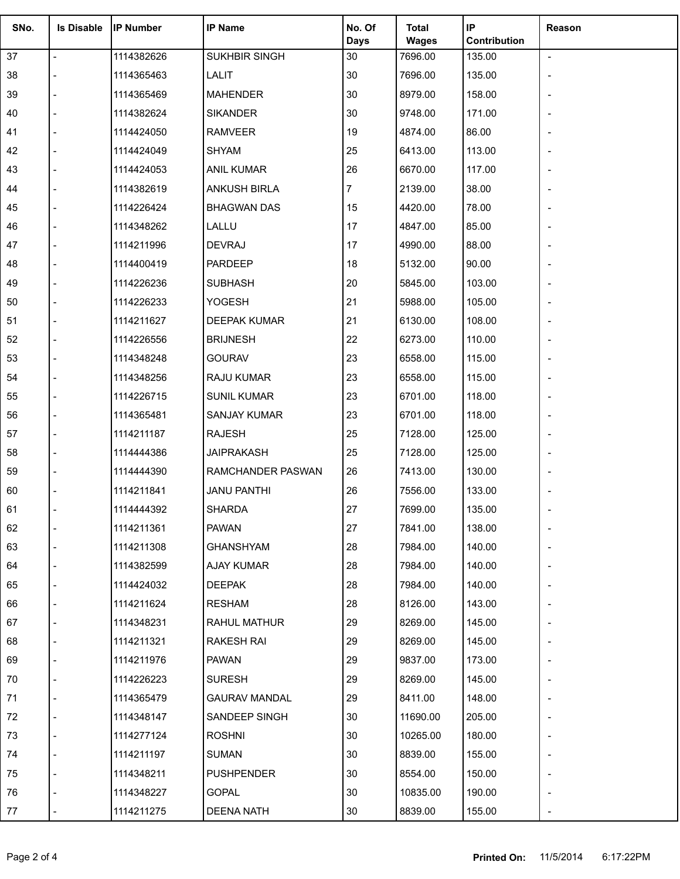| SNo. | Is Disable | IP Number | IP Name | No. Of Days | Total Wages | IP Contribution | Reason |
|---|---|---|---|---|---|---|---|
| 37 | - | 1114382626 | SUKHBIR SINGH | 30 | 7696.00 | 135.00 | - |
| 38 | - | 1114365463 | LALIT | 30 | 7696.00 | 135.00 | - |
| 39 | - | 1114365469 | MAHENDER | 30 | 8979.00 | 158.00 | - |
| 40 | - | 1114382624 | SIKANDER | 30 | 9748.00 | 171.00 | - |
| 41 | - | 1114424050 | RAMVEER | 19 | 4874.00 | 86.00 | - |
| 42 | - | 1114424049 | SHYAM | 25 | 6413.00 | 113.00 | - |
| 43 | - | 1114424053 | ANIL KUMAR | 26 | 6670.00 | 117.00 | - |
| 44 | - | 1114382619 | ANKUSH BIRLA | 7 | 2139.00 | 38.00 | - |
| 45 | - | 1114226424 | BHAGWAN DAS | 15 | 4420.00 | 78.00 | - |
| 46 | - | 1114348262 | LALLU | 17 | 4847.00 | 85.00 | - |
| 47 | - | 1114211996 | DEVRAJ | 17 | 4990.00 | 88.00 | - |
| 48 | - | 1114400419 | PARDEEP | 18 | 5132.00 | 90.00 | - |
| 49 | - | 1114226236 | SUBHASH | 20 | 5845.00 | 103.00 | - |
| 50 | - | 1114226233 | YOGESH | 21 | 5988.00 | 105.00 | - |
| 51 | - | 1114211627 | DEEPAK KUMAR | 21 | 6130.00 | 108.00 | - |
| 52 | - | 1114226556 | BRIJNESH | 22 | 6273.00 | 110.00 | - |
| 53 | - | 1114348248 | GOURAV | 23 | 6558.00 | 115.00 | - |
| 54 | - | 1114348256 | RAJU KUMAR | 23 | 6558.00 | 115.00 | - |
| 55 | - | 1114226715 | SUNIL KUMAR | 23 | 6701.00 | 118.00 | - |
| 56 | - | 1114365481 | SANJAY KUMAR | 23 | 6701.00 | 118.00 | - |
| 57 | - | 1114211187 | RAJESH | 25 | 7128.00 | 125.00 | - |
| 58 | - | 1114444386 | JAIPRAKASH | 25 | 7128.00 | 125.00 | - |
| 59 | - | 1114444390 | RAMCHANDER PASWAN | 26 | 7413.00 | 130.00 | - |
| 60 | - | 1114211841 | JANU PANTHI | 26 | 7556.00 | 133.00 | - |
| 61 | - | 1114444392 | SHARDA | 27 | 7699.00 | 135.00 | - |
| 62 | - | 1114211361 | PAWAN | 27 | 7841.00 | 138.00 | - |
| 63 | - | 1114211308 | GHANSHYAM | 28 | 7984.00 | 140.00 | - |
| 64 | - | 1114382599 | AJAY KUMAR | 28 | 7984.00 | 140.00 | - |
| 65 | - | 1114424032 | DEEPAK | 28 | 7984.00 | 140.00 | - |
| 66 | - | 1114211624 | RESHAM | 28 | 8126.00 | 143.00 | - |
| 67 | - | 1114348231 | RAHUL MATHUR | 29 | 8269.00 | 145.00 | - |
| 68 | - | 1114211321 | RAKESH RAI | 29 | 8269.00 | 145.00 | - |
| 69 | - | 1114211976 | PAWAN | 29 | 9837.00 | 173.00 | - |
| 70 | - | 1114226223 | SURESH | 29 | 8269.00 | 145.00 | - |
| 71 | - | 1114365479 | GAURAV MANDAL | 29 | 8411.00 | 148.00 | - |
| 72 | - | 1114348147 | SANDEEP SINGH | 30 | 11690.00 | 205.00 | - |
| 73 | - | 1114277124 | ROSHNI | 30 | 10265.00 | 180.00 | - |
| 74 | - | 1114211197 | SUMAN | 30 | 8839.00 | 155.00 | - |
| 75 | - | 1114348211 | PUSHPENDER | 30 | 8554.00 | 150.00 | - |
| 76 | - | 1114348227 | GOPAL | 30 | 10835.00 | 190.00 | - |
| 77 | - | 1114211275 | DEENA NATH | 30 | 8839.00 | 155.00 | - |

**Printed On:** 11/5/2014 6:17:22PM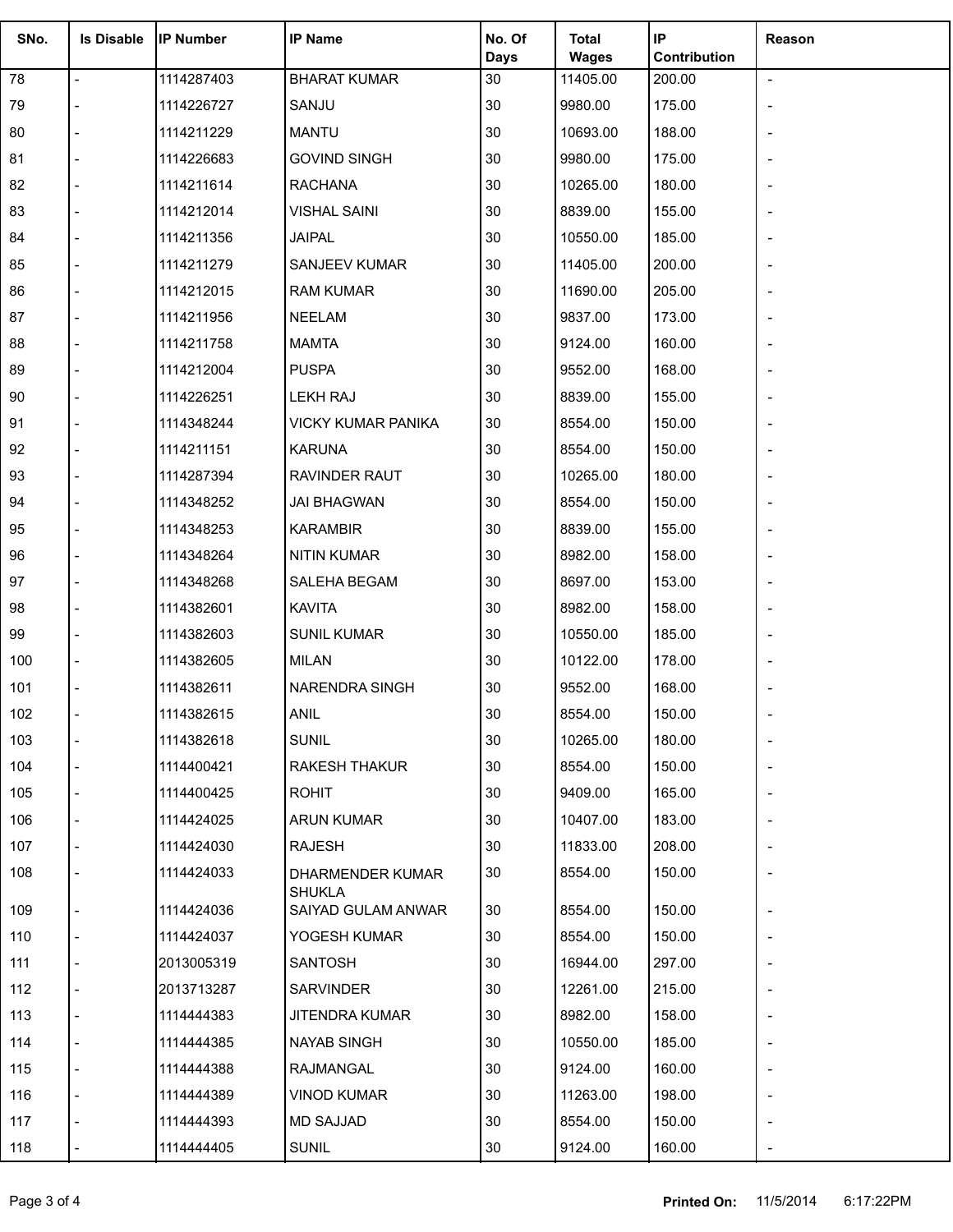| SNo. | Is Disable | IP Number | IP Name | No. Of Days | Total Wages | IP Contribution | Reason |
|---|---|---|---|---|---|---|---|
| 78 | - | 1114287403 | BHARAT KUMAR | 30 | 11405.00 | 200.00 | - |
| 79 | - | 1114226727 | SANJU | 30 | 9980.00 | 175.00 | - |
| 80 | - | 1114211229 | MANTU | 30 | 10693.00 | 188.00 | - |
| 81 | - | 1114226683 | GOVIND SINGH | 30 | 9980.00 | 175.00 | - |
| 82 | - | 1114211614 | RACHANA | 30 | 10265.00 | 180.00 | - |
| 83 | - | 1114212014 | VISHAL SAINI | 30 | 8839.00 | 155.00 | - |
| 84 | - | 1114211356 | JAIPAL | 30 | 10550.00 | 185.00 | - |
| 85 | - | 1114211279 | SANJEEV KUMAR | 30 | 11405.00 | 200.00 | - |
| 86 | - | 1114212015 | RAM KUMAR | 30 | 11690.00 | 205.00 | - |
| 87 | - | 1114211956 | NEELAM | 30 | 9837.00 | 173.00 | - |
| 88 | - | 1114211758 | MAMTA | 30 | 9124.00 | 160.00 | - |
| 89 | - | 1114212004 | PUSPA | 30 | 9552.00 | 168.00 | - |
| 90 | - | 1114226251 | LEKH RAJ | 30 | 8839.00 | 155.00 | - |
| 91 | - | 1114348244 | VICKY KUMAR PANIKA | 30 | 8554.00 | 150.00 | - |
| 92 | - | 1114211151 | KARUNA | 30 | 8554.00 | 150.00 | - |
| 93 | - | 1114287394 | RAVINDER RAUT | 30 | 10265.00 | 180.00 | - |
| 94 | - | 1114348252 | JAI BHAGWAN | 30 | 8554.00 | 150.00 | - |
| 95 | - | 1114348253 | KARAMBIR | 30 | 8839.00 | 155.00 | - |
| 96 | - | 1114348264 | NITIN KUMAR | 30 | 8982.00 | 158.00 | - |
| 97 | - | 1114348268 | SALEHA BEGAM | 30 | 8697.00 | 153.00 | - |
| 98 | - | 1114382601 | KAVITA | 30 | 8982.00 | 158.00 | - |
| 99 | - | 1114382603 | SUNIL KUMAR | 30 | 10550.00 | 185.00 | - |
| 100 | - | 1114382605 | MILAN | 30 | 10122.00 | 178.00 | - |
| 101 | - | 1114382611 | NARENDRA SINGH | 30 | 9552.00 | 168.00 | - |
| 102 | - | 1114382615 | ANIL | 30 | 8554.00 | 150.00 | - |
| 103 | - | 1114382618 | SUNIL | 30 | 10265.00 | 180.00 | - |
| 104 | - | 1114400421 | RAKESH THAKUR | 30 | 8554.00 | 150.00 | - |
| 105 | - | 1114400425 | ROHIT | 30 | 9409.00 | 165.00 | - |
| 106 | - | 1114424025 | ARUN KUMAR | 30 | 10407.00 | 183.00 | - |
| 107 | - | 1114424030 | RAJESH | 30 | 11833.00 | 208.00 | - |
| 108 | - | 1114424033 | DHARMENDER KUMAR SHUKLA | 30 | 8554.00 | 150.00 | - |
| 109 | - | 1114424036 | SAIYAD GULAM ANWAR | 30 | 8554.00 | 150.00 | - |
| 110 | - | 1114424037 | YOGESH KUMAR | 30 | 8554.00 | 150.00 | - |
| 111 | - | 2013005319 | SANTOSH | 30 | 16944.00 | 297.00 | - |
| 112 | - | 2013713287 | SARVINDER | 30 | 12261.00 | 215.00 | - |
| 113 | - | 1114444383 | JITENDRA KUMAR | 30 | 8982.00 | 158.00 | - |
| 114 | - | 1114444385 | NAYAB SINGH | 30 | 10550.00 | 185.00 | - |
| 115 | - | 1114444388 | RAJMANGAL | 30 | 9124.00 | 160.00 | - |
| 116 | - | 1114444389 | VINOD KUMAR | 30 | 11263.00 | 198.00 | - |
| 117 | - | 1114444393 | MD SAJJAD | 30 | 8554.00 | 150.00 | - |
| 118 | - | 1114444405 | SUNIL | 30 | 9124.00 | 160.00 | - |

**Printed On:** 11/5/2014 6:17:22PM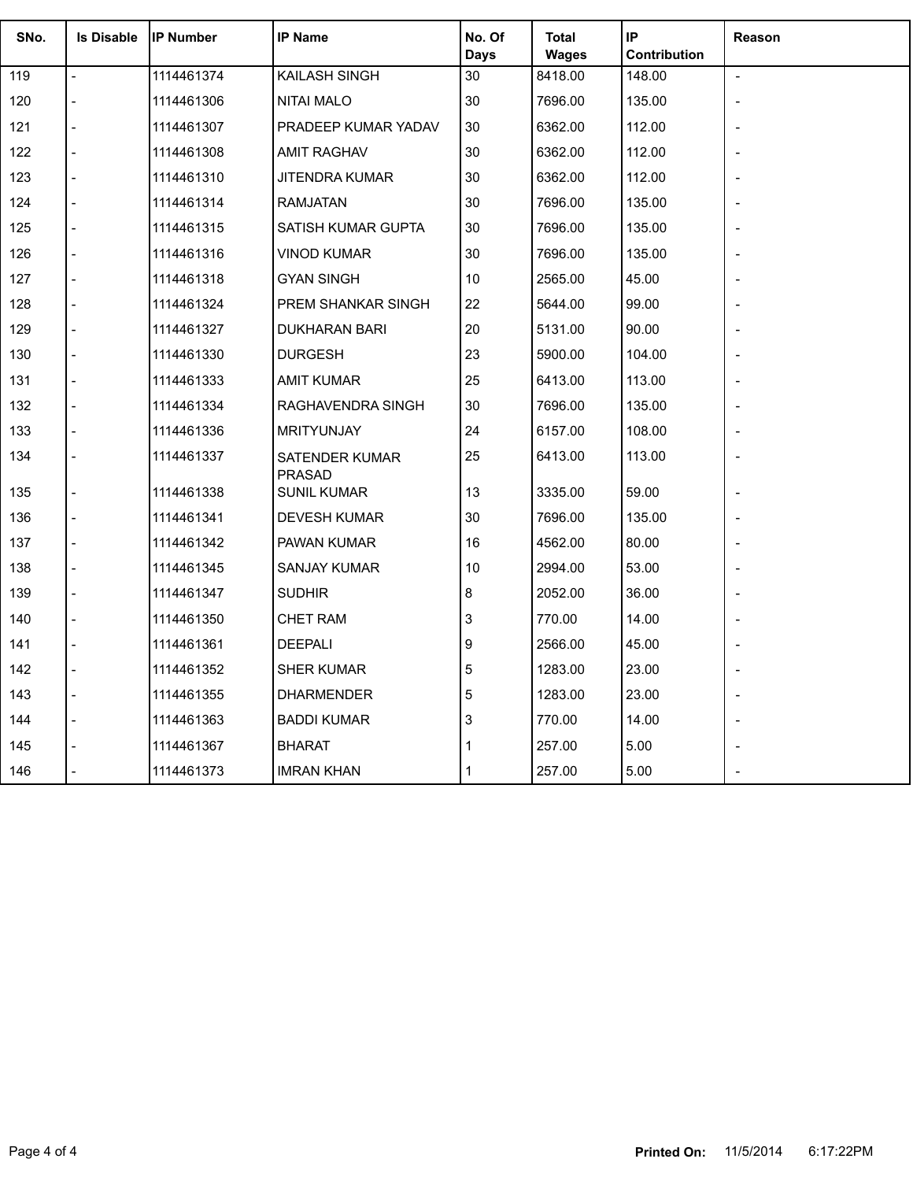| SNo. | Is Disable | IP Number | IP Name | No. Of Days | Total Wages | IP Contribution | Reason |
|---|---|---|---|---|---|---|---|
| 119 | - | 1114461374 | KAILASH SINGH | 30 | 8418.00 | 148.00 | - |
| 120 | - | 1114461306 | NITAI MALO | 30 | 7696.00 | 135.00 | - |
| 121 | - | 1114461307 | PRADEEP KUMAR YADAV | 30 | 6362.00 | 112.00 | - |
| 122 | - | 1114461308 | AMIT RAGHAV | 30 | 6362.00 | 112.00 | - |
| 123 | - | 1114461310 | JITENDRA KUMAR | 30 | 6362.00 | 112.00 | - |
| 124 | - | 1114461314 | RAMJATAN | 30 | 7696.00 | 135.00 | - |
| 125 | - | 1114461315 | SATISH KUMAR GUPTA | 30 | 7696.00 | 135.00 | - |
| 126 | - | 1114461316 | VINOD KUMAR | 30 | 7696.00 | 135.00 | - |
| 127 | - | 1114461318 | GYAN SINGH | 10 | 2565.00 | 45.00 | - |
| 128 | - | 1114461324 | PREM SHANKAR SINGH | 22 | 5644.00 | 99.00 | - |
| 129 | - | 1114461327 | DUKHARAN BARI | 20 | 5131.00 | 90.00 | - |
| 130 | - | 1114461330 | DURGESH | 23 | 5900.00 | 104.00 | - |
| 131 | - | 1114461333 | AMIT KUMAR | 25 | 6413.00 | 113.00 | - |
| 132 | - | 1114461334 | RAGHAVENDRA SINGH | 30 | 7696.00 | 135.00 | - |
| 133 | - | 1114461336 | MRITYUNJAY | 24 | 6157.00 | 108.00 | - |
| 134 | - | 1114461337 | SATENDER KUMAR PRASAD | 25 | 6413.00 | 113.00 | - |
| 135 | - | 1114461338 | SUNIL KUMAR | 13 | 3335.00 | 59.00 | - |
| 136 | - | 1114461341 | DEVESH KUMAR | 30 | 7696.00 | 135.00 | - |
| 137 | - | 1114461342 | PAWAN KUMAR | 16 | 4562.00 | 80.00 | - |
| 138 | - | 1114461345 | SANJAY KUMAR | 10 | 2994.00 | 53.00 | - |
| 139 | - | 1114461347 | SUDHIR | 8 | 2052.00 | 36.00 | - |
| 140 | - | 1114461350 | CHET RAM | 3 | 770.00 | 14.00 | - |
| 141 | - | 1114461361 | DEEPALI | 9 | 2566.00 | 45.00 | - |
| 142 | - | 1114461352 | SHER KUMAR | 5 | 1283.00 | 23.00 | - |
| 143 | - | 1114461355 | DHARMENDER | 5 | 1283.00 | 23.00 | - |
| 144 | - | 1114461363 | BADDI KUMAR | 3 | 770.00 | 14.00 | - |
| 145 | - | 1114461367 | BHARAT | 1 | 257.00 | 5.00 | - |
| 146 | - | 1114461373 | IMRAN KHAN | 1 | 257.00 | 5.00 | - |

**Printed On:** 11/5/2014 6:17:22PM